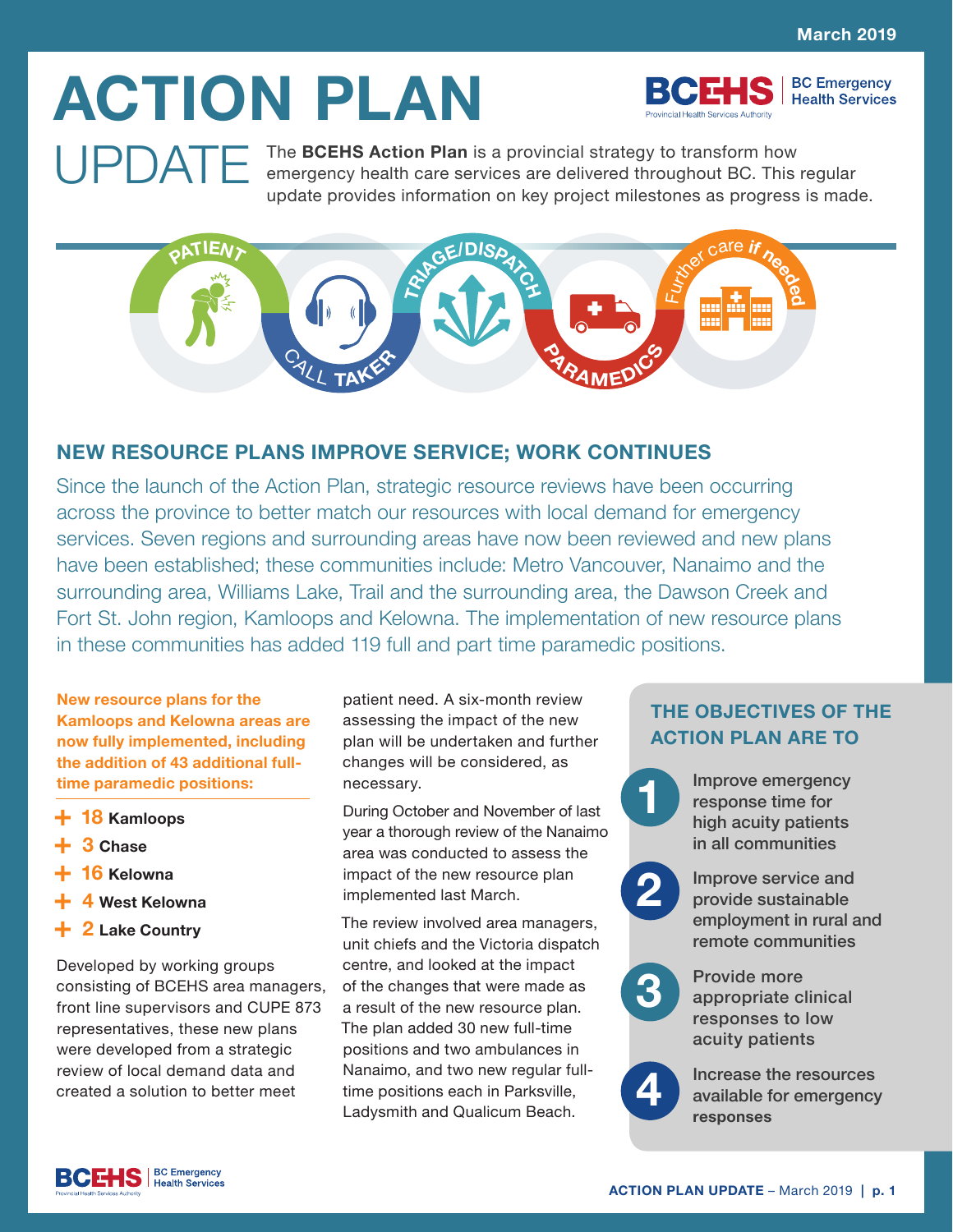March 2019

# ACTION PLAN UPDATE

The **BCEHS Action Plan** is a provincial strategy to transform how emergency health care services are delivered throughout BC. This regular update provides information on key project milestones as progress is made.

PATIENT — CALL TAKER — TRIAGE/DISPATCH — PARAMEDICS — Further care if needed

## NEW RESOURCE PLANS IMPROVE SERVICE; WORK CONTINUES

Since the launch of the Action Plan, strategic resource reviews have been occurring across the province to better match our resources with local demand for emergency services. Seven regions and surrounding areas have now been reviewed and new plans have been established; these communities include: Metro Vancouver, Nanaimo and the surrounding area, Williams Lake, Trail and the surrounding area, the Dawson Creek and Fort St. John region, Kamloops and Kelowna. The implementation of new resource plans in these communities has added 119 full and part time paramedic positions.

**New resource plans for the Kamloops and Kelowna areas are now fully implemented, including the addition of 43 additional full-time paramedic positions:**

- + 18 **Kamloops**
- + 3 **Chase**
- + 16 **Kelowna**
- + 4 **West Kelowna**
- + 2 **Lake Country**

Developed by working groups consisting of BCEHS area managers, front line supervisors and CUPE 873 representatives, these new plans were developed from a strategic review of local demand data and created a solution to better meet patient need. A six-month review assessing the impact of the new plan will be undertaken and further changes will be considered, as necessary.

During October and November of last year a thorough review of the Nanaimo area was conducted to assess the impact of the new resource plan implemented last March.

The review involved area managers, unit chiefs and the Victoria dispatch centre, and looked at the impact of the changes that were made as a result of the new resource plan. The plan added 30 new full-time positions and two ambulances in Nanaimo, and two new regular full-time positions each in Parksville, Ladysmith and Qualicum Beach.

### THE OBJECTIVES OF THE ACTION PLAN ARE TO

1. Improve emergency response time for high acuity patients in all communities
2. Improve service and provide sustainable employment in rural and remote communities
3. Provide more appropriate clinical responses to low acuity patients
4. Increase the resources available for emergency responses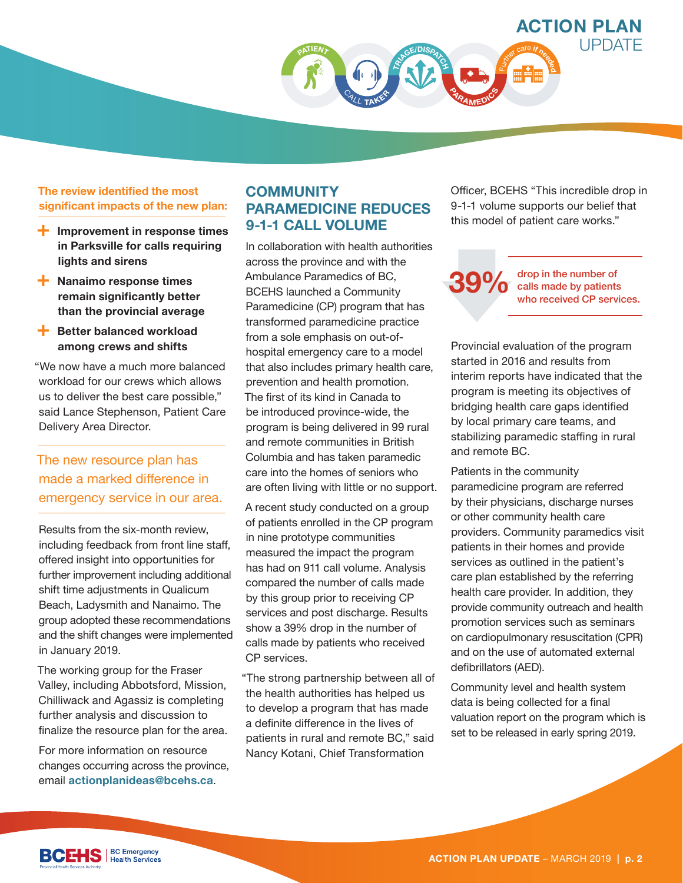The review identified the most significant impacts of the new plan:

- **Improvement in response times in Parksville for calls requiring lights and sirens**
- **Nanaimo response times remain significantly better than the provincial average**
- **Better balanced workload among crews and shifts**

"We now have a much more balanced workload for our crews which allows us to deliver the best care possible," said Lance Stephenson, Patient Care Delivery Area Director.

> The new resource plan has made a marked difference in emergency service in our area.

Results from the six-month review, including feedback from front line staff, offered insight into opportunities for further improvement including additional shift time adjustments in Qualicum Beach, Ladysmith and Nanaimo. The group adopted these recommendations and the shift changes were implemented in January 2019.

The working group for the Fraser Valley, including Abbotsford, Mission, Chilliwack and Agassiz is completing further analysis and discussion to finalize the resource plan for the area.

For more information on resource changes occurring across the province, email **actionplanideas@bcehs.ca**.

## COMMUNITY PARAMEDICINE REDUCES 9-1-1 CALL VOLUME

In collaboration with health authorities across the province and with the Ambulance Paramedics of BC, BCEHS launched a Community Paramedicine (CP) program that has transformed paramedicine practice from a sole emphasis on out-of-hospital emergency care to a model that also includes primary health care, prevention and health promotion. The first of its kind in Canada to be introduced province-wide, the program is being delivered in 99 rural and remote communities in British Columbia and has taken paramedic care into the homes of seniors who are often living with little or no support.

A recent study conducted on a group of patients enrolled in the CP program in nine prototype communities measured the impact the program has had on 911 call volume. Analysis compared the number of calls made by this group prior to receiving CP services and post discharge. Results show a 39% drop in the number of calls made by patients who received CP services.

"The strong partnership between all of the health authorities has helped us to develop a program that has made a definite difference in the lives of patients in rural and remote BC," said Nancy Kotani, Chief Transformation Officer, BCEHS "This incredible drop in 9-1-1 volume supports our belief that this model of patient care works."

> **39%** drop in the number of calls made by patients who received CP services.

Provincial evaluation of the program started in 2016 and results from interim reports have indicated that the program is meeting its objectives of bridging health care gaps identified by local primary care teams, and stabilizing paramedic staffing in rural and remote BC.

Patients in the community paramedicine program are referred by their physicians, discharge nurses or other community health care providers. Community paramedics visit patients in their homes and provide services as outlined in the patient's care plan established by the referring health care provider. In addition, they provide community outreach and health promotion services such as seminars on cardiopulmonary resuscitation (CPR) and on the use of automated external defibrillators (AED).

Community level and health system data is being collected for a final valuation report on the program which is set to be released in early spring 2019.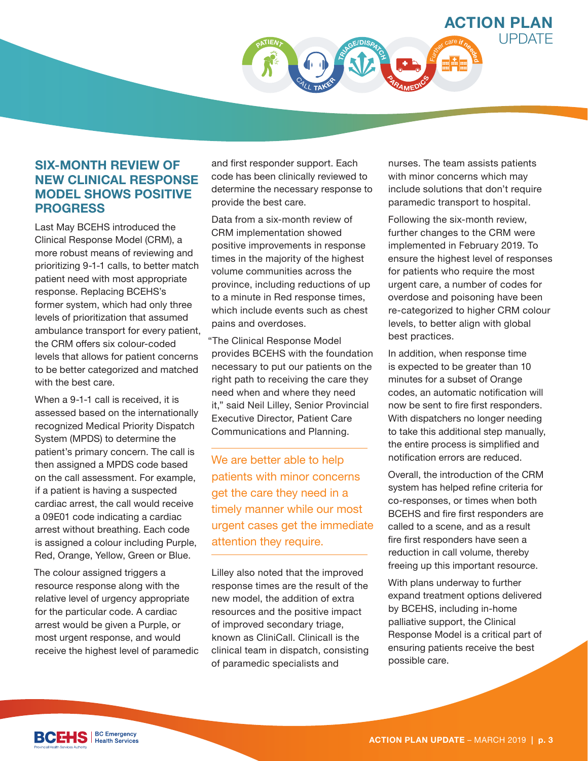## SIX-MONTH REVIEW OF NEW CLINICAL RESPONSE MODEL SHOWS POSITIVE PROGRESS

Last May BCEHS introduced the Clinical Response Model (CRM), a more robust means of reviewing and prioritizing 9-1-1 calls, to better match patient need with most appropriate response. Replacing BCEHS's former system, which had only three levels of prioritization that assumed ambulance transport for every patient, the CRM offers six colour-coded levels that allows for patient concerns to be better categorized and matched with the best care.

When a 9-1-1 call is received, it is assessed based on the internationally recognized Medical Priority Dispatch System (MPDS) to determine the patient's primary concern. The call is then assigned a MPDS code based on the call assessment. For example, if a patient is having a suspected cardiac arrest, the call would receive a 09E01 code indicating a cardiac arrest without breathing. Each code is assigned a colour including Purple, Red, Orange, Yellow, Green or Blue.

The colour assigned triggers a resource response along with the relative level of urgency appropriate for the particular code. A cardiac arrest would be given a Purple, or most urgent response, and would receive the highest level of paramedic and first responder support. Each code has been clinically reviewed to determine the necessary response to provide the best care.

Data from a six-month review of CRM implementation showed positive improvements in response times in the majority of the highest volume communities across the province, including reductions of up to a minute in Red response times, which include events such as chest pains and overdoses.

"The Clinical Response Model provides BCEHS with the foundation necessary to put our patients on the right path to receiving the care they need when and where they need it," said Neil Lilley, Senior Provincial Executive Director, Patient Care Communications and Planning.

> We are better able to help patients with minor concerns get the care they need in a timely manner while our most urgent cases get the immediate attention they require.

Lilley also noted that the improved response times are the result of the new model, the addition of extra resources and the positive impact of improved secondary triage, known as CliniCall. Clinicall is the clinical team in dispatch, consisting of paramedic specialists and nurses. The team assists patients with minor concerns which may include solutions that don't require paramedic transport to hospital.

Following the six-month review, further changes to the CRM were implemented in February 2019. To ensure the highest level of responses for patients who require the most urgent care, a number of codes for overdose and poisoning have been re-categorized to higher CRM colour levels, to better align with global best practices.

In addition, when response time is expected to be greater than 10 minutes for a subset of Orange codes, an automatic notification will now be sent to fire first responders. With dispatchers no longer needing to take this additional step manually, the entire process is simplified and notification errors are reduced.

Overall, the introduction of the CRM system has helped refine criteria for co-responses, or times when both BCEHS and fire first responders are called to a scene, and as a result fire first responders have seen a reduction in call volume, thereby freeing up this important resource.

With plans underway to further expand treatment options delivered by BCEHS, including in-home palliative support, the Clinical Response Model is a critical part of ensuring patients receive the best possible care.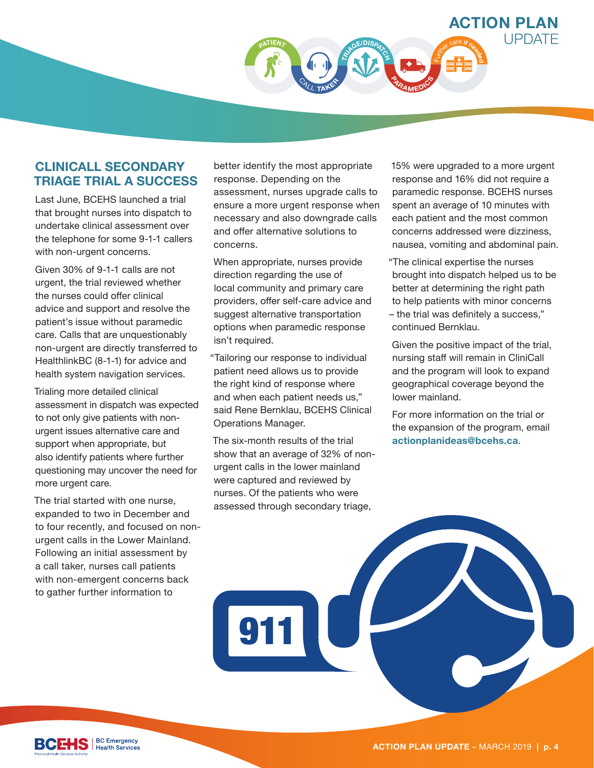## CLINICALL SECONDARY TRIAGE TRIAL A SUCCESS

Last June, BCEHS launched a trial that brought nurses into dispatch to undertake clinical assessment over the telephone for some 9-1-1 callers with non-urgent concerns.

Given 30% of 9-1-1 calls are not urgent, the trial reviewed whether the nurses could offer clinical advice and support and resolve the patient's issue without paramedic care. Calls that are unquestionably non-urgent are directly transferred to HealthlinkBC (8-1-1) for advice and health system navigation services.

Trialing more detailed clinical assessment in dispatch was expected to not only give patients with non-urgent issues alternative care and support when appropriate, but also identify patients where further questioning may uncover the need for more urgent care.

The trial started with one nurse, expanded to two in December and to four recently, and focused on non-urgent calls in the Lower Mainland. Following an initial assessment by a call taker, nurses call patients with non-emergent concerns back to gather further information to better identify the most appropriate response. Depending on the assessment, nurses upgrade calls to ensure a more urgent response when necessary and also downgrade calls and offer alternative solutions to concerns.

When appropriate, nurses provide direction regarding the use of local community and primary care providers, offer self-care advice and suggest alternative transportation options when paramedic response isn't required.

"Tailoring our response to individual patient need allows us to provide the right kind of response where and when each patient needs us," said Rene Bernklau, BCEHS Clinical Operations Manager.

The six-month results of the trial show that an average of 32% of non-urgent calls in the lower mainland were captured and reviewed by nurses. Of the patients who were assessed through secondary triage, 15% were upgraded to a more urgent response and 16% did not require a paramedic response. BCEHS nurses spent an average of 10 minutes with each patient and the most common concerns addressed were dizziness, nausea, vomiting and abdominal pain.

"The clinical expertise the nurses brought into dispatch helped us to be better at determining the right path to help patients with minor concerns – the trial was definitely a success," continued Bernklau.

Given the positive impact of the trial, nursing staff will remain in CliniCall and the program will look to expand geographical coverage beyond the lower mainland.

For more information on the trial or the expansion of the program, email **actionplanideas@bcehs.ca**.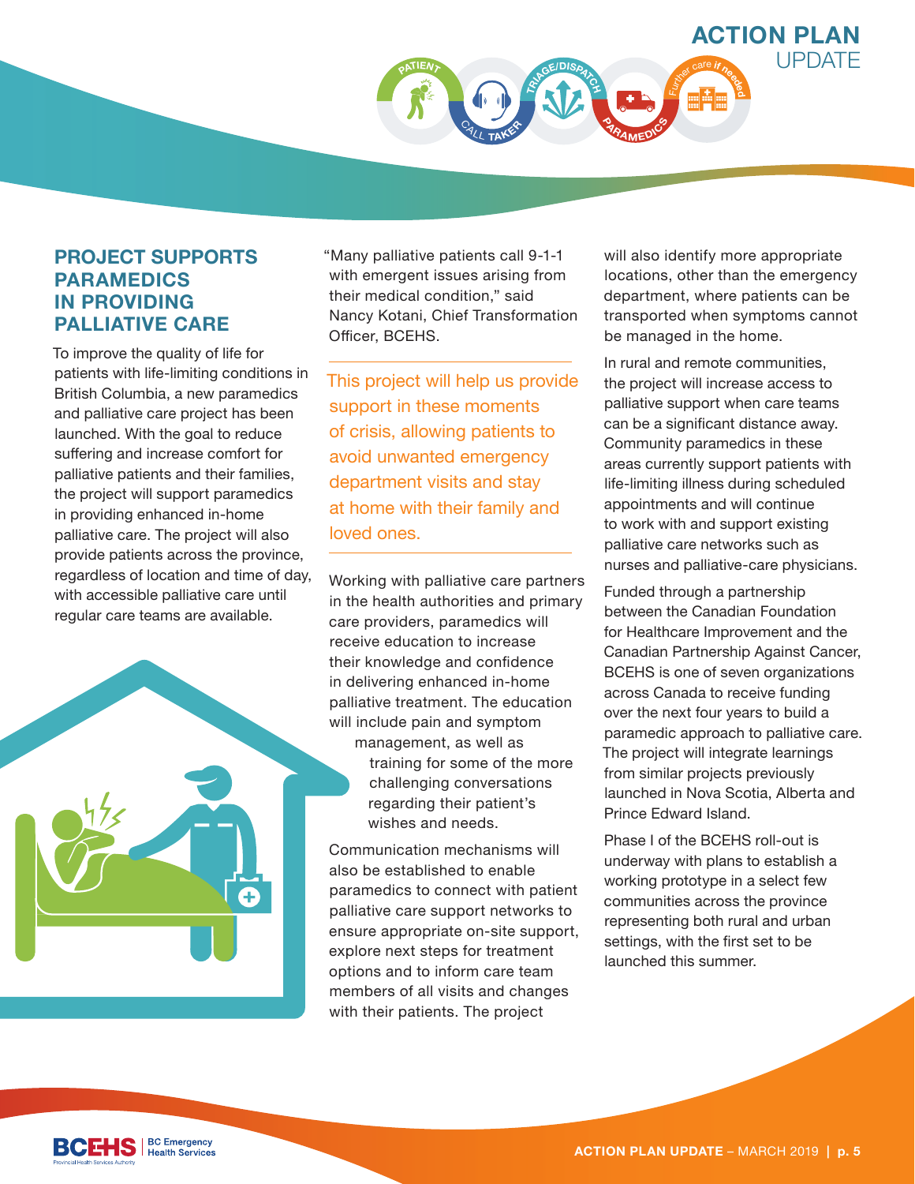## PROJECT SUPPORTS PARAMEDICS IN PROVIDING PALLIATIVE CARE

To improve the quality of life for patients with life-limiting conditions in British Columbia, a new paramedics and palliative care project has been launched. With the goal to reduce suffering and increase comfort for palliative patients and their families, the project will support paramedics in providing enhanced in-home palliative care. The project will also provide patients across the province, regardless of location and time of day, with accessible palliative care until regular care teams are available.

"Many palliative patients call 9-1-1 with emergent issues arising from their medical condition," said Nancy Kotani, Chief Transformation Officer, BCEHS.

> This project will help us provide support in these moments of crisis, allowing patients to avoid unwanted emergency department visits and stay at home with their family and loved ones.

Working with palliative care partners in the health authorities and primary care providers, paramedics will receive education to increase their knowledge and confidence in delivering enhanced in-home palliative treatment. The education will include pain and symptom management, as well as training for some of the more challenging conversations regarding their patient's wishes and needs.

Communication mechanisms will also be established to enable paramedics to connect with patient palliative care support networks to ensure appropriate on-site support, explore next steps for treatment options and to inform care team members of all visits and changes with their patients. The project will also identify more appropriate locations, other than the emergency department, where patients can be transported when symptoms cannot be managed in the home.

In rural and remote communities, the project will increase access to palliative support when care teams can be a significant distance away. Community paramedics in these areas currently support patients with life-limiting illness during scheduled appointments and will continue to work with and support existing palliative care networks such as nurses and palliative-care physicians.

Funded through a partnership between the Canadian Foundation for Healthcare Improvement and the Canadian Partnership Against Cancer, BCEHS is one of seven organizations across Canada to receive funding over the next four years to build a paramedic approach to palliative care. The project will integrate learnings from similar projects previously launched in Nova Scotia, Alberta and Prince Edward Island.

Phase I of the BCEHS roll-out is underway with plans to establish a working prototype in a select few communities across the province representing both rural and urban settings, with the first set to be launched this summer.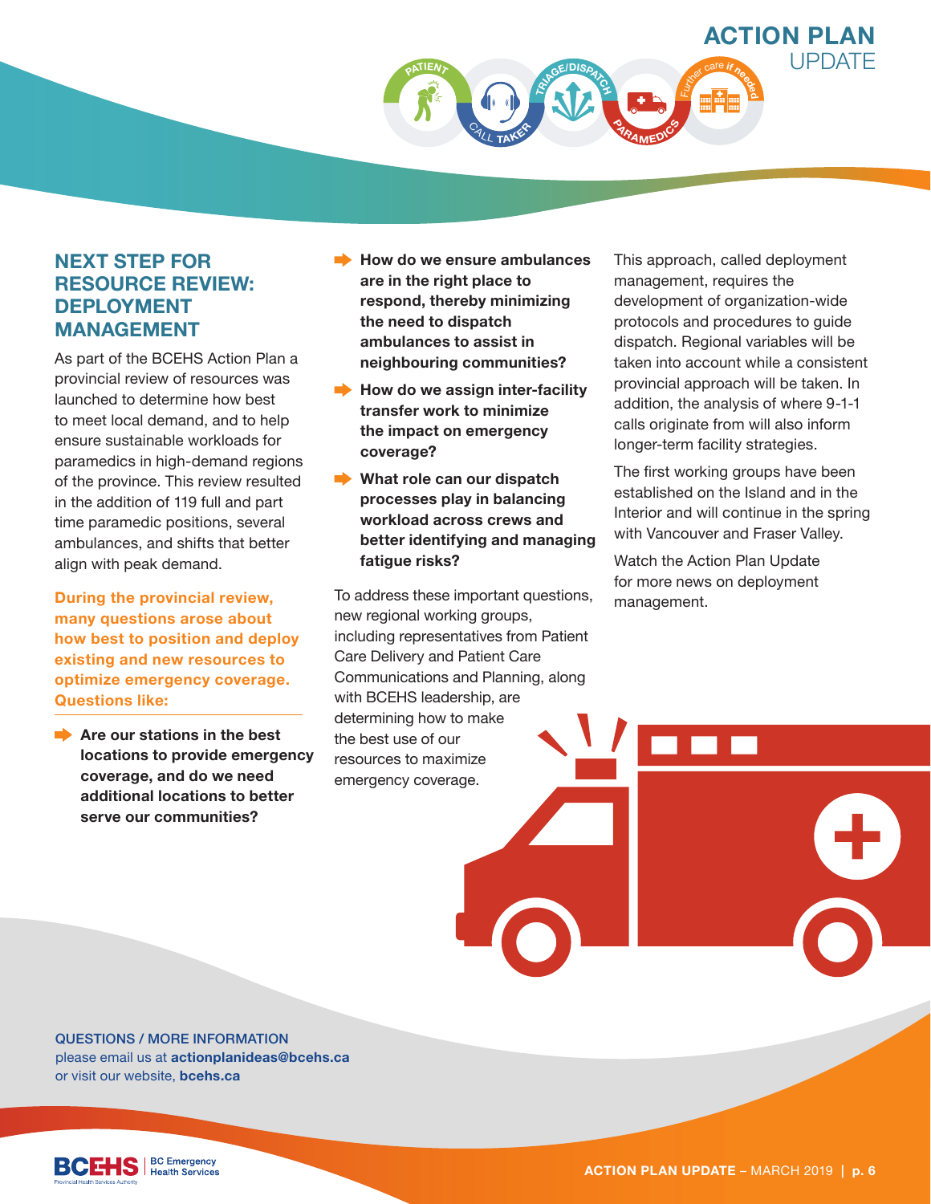## NEXT STEP FOR RESOURCE REVIEW: DEPLOYMENT MANAGEMENT

As part of the BCEHS Action Plan a provincial review of resources was launched to determine how best to meet local demand, and to help ensure sustainable workloads for paramedics in high-demand regions of the province. This review resulted in the addition of 119 full and part time paramedic positions, several ambulances, and shifts that better align with peak demand.

**During the provincial review, many questions arose about how best to position and deploy existing and new resources to optimize emergency coverage. Questions like:**

- **Are our stations in the best locations to provide emergency coverage, and do we need additional locations to better serve our communities?**
- **How do we ensure ambulances are in the right place to respond, thereby minimizing the need to dispatch ambulances to assist in neighbouring communities?**
- **How do we assign inter-facility transfer work to minimize the impact on emergency coverage?**
- **What role can our dispatch processes play in balancing workload across crews and better identifying and managing fatigue risks?**

To address these important questions, new regional working groups, including representatives from Patient Care Delivery and Patient Care Communications and Planning, along with BCEHS leadership, are determining how to make the best use of our resources to maximize emergency coverage.

This approach, called deployment management, requires the development of organization-wide protocols and procedures to guide dispatch. Regional variables will be taken into account while a consistent provincial approach will be taken. In addition, the analysis of where 9-1-1 calls originate from will also inform longer-term facility strategies.

The first working groups have been established on the Island and in the Interior and will continue in the spring with Vancouver and Fraser Valley.

Watch the Action Plan Update for more news on deployment management.

QUESTIONS / MORE INFORMATION
please email us at **actionplanideas@bcehs.ca**
or visit our website, **bcehs.ca**